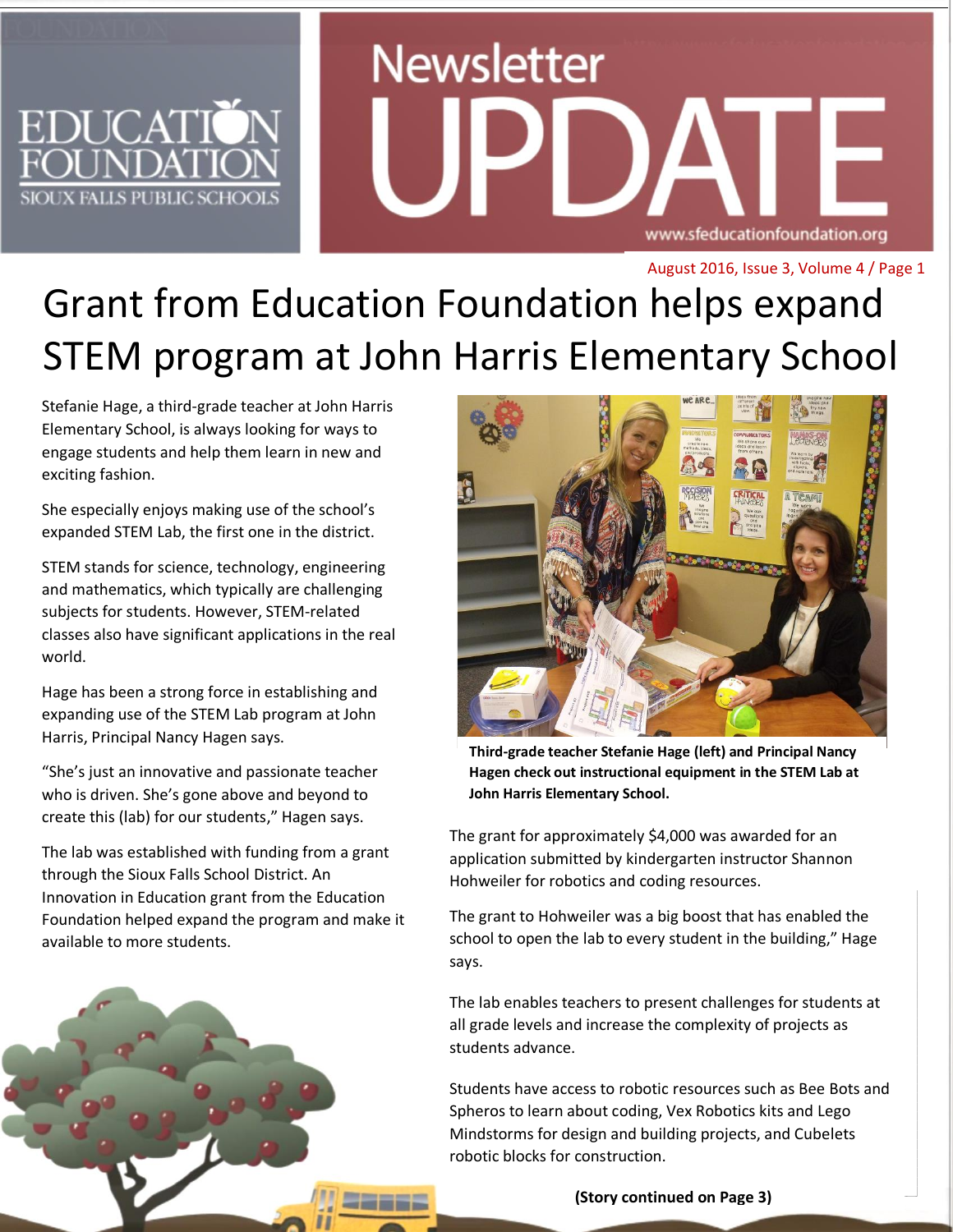# Grant from Education Foundation helps expand STEM program at John Harris Elementary School

Stefanie Hage, a third-grade teacher at John Harris Elementary School, is always looking for ways to engage students and help them learn in new and exciting fashion.

She especially enjoys making use of the school's expanded STEM Lab, the first one in the district.

STEM stands for science, technology, engineering and mathematics, which typically are challenging subjects for students. However, STEM-related classes also have significant applications in the real world.

Hage has been a strong force in establishing and expanding use of the STEM Lab program at John Harris, Principal Nancy Hagen says.

"She's just an innovative and passionate teacher who is driven. She's gone above and beyond to create this (lab) for our students," Hagen says.

The lab was established with funding from a grant through the Sioux Falls School District. An Innovation in Education grant from the Education Foundation helped expand the program and make it available to more students.

**Third-grade teacher Stefanie Hage (left) and Principal Nancy Hagen check out instructional equipment in the STEM Lab at John Harris Elementary School.**

The grant for approximately $4,000 was awarded for an application submitted by kindergarten instructor Shannon Hohweiler for robotics and coding resources.

The grant to Hohweiler was a big boost that has enabled the school to open the lab to every student in the building," Hage says.

The lab enables teachers to present challenges for students at all grade levels and increase the complexity of projects as students advance.

Students have access to robotic resources such as Bee Bots and Spheros to learn about coding, Vex Robotics kits and Lego Mindstorms for design and building projects, and Cubelets robotic blocks for construction.

**(Story continued on Page 3)**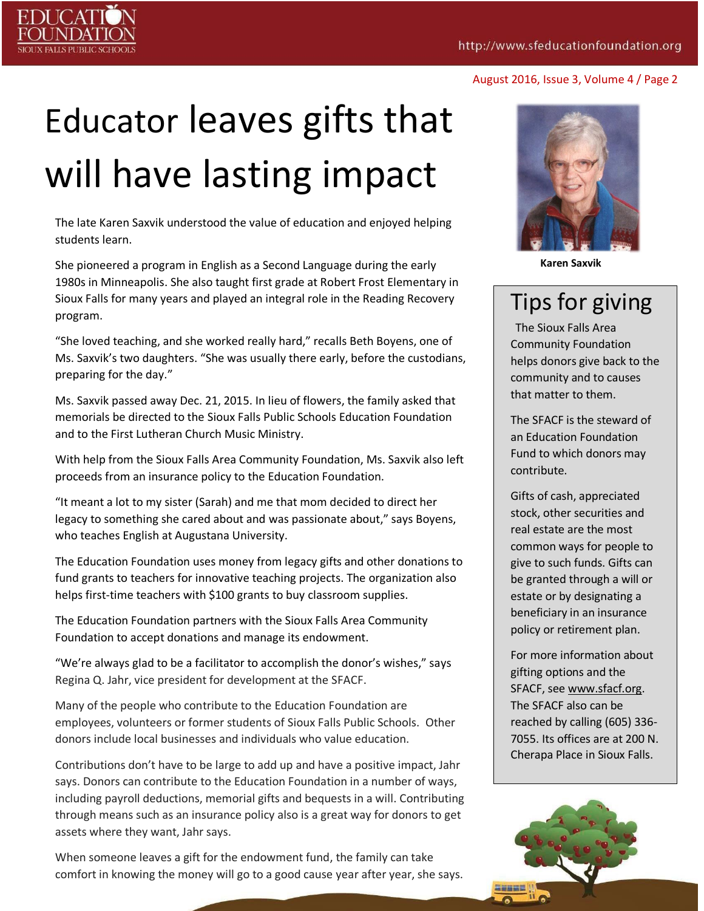# Educator leaves gifts that will have lasting impact

The late Karen Saxvik understood the value of education and enjoyed helping students learn.

She pioneered a program in English as a Second Language during the early 1980s in Minneapolis. She also taught first grade at Robert Frost Elementary in Sioux Falls for many years and played an integral role in the Reading Recovery program.

"She loved teaching, and she worked really hard," recalls Beth Boyens, one of Ms. Saxvik's two daughters. "She was usually there early, before the custodians, preparing for the day."

Ms. Saxvik passed away Dec. 21, 2015. In lieu of flowers, the family asked that memorials be directed to the Sioux Falls Public Schools Education Foundation and to the First Lutheran Church Music Ministry.

With help from the Sioux Falls Area Community Foundation, Ms. Saxvik also left proceeds from an insurance policy to the Education Foundation.

"It meant a lot to my sister (Sarah) and me that mom decided to direct her legacy to something she cared about and was passionate about," says Boyens, who teaches English at Augustana University.

The Education Foundation uses money from legacy gifts and other donations to fund grants to teachers for innovative teaching projects. The organization also helps first-time teachers with $100 grants to buy classroom supplies.

The Education Foundation partners with the Sioux Falls Area Community Foundation to accept donations and manage its endowment.

"We're always glad to be a facilitator to accomplish the donor's wishes," says Regina Q. Jahr, vice president for development at the SFACF.

Many of the people who contribute to the Education Foundation are employees, volunteers or former students of Sioux Falls Public Schools. Other donors include local businesses and individuals who value education.

Contributions don't have to be large to add up and have a positive impact, Jahr says. Donors can contribute to the Education Foundation in a number of ways, including payroll deductions, memorial gifts and bequests in a will. Contributing through means such as an insurance policy also is a great way for donors to get assets where they want, Jahr says.

When someone leaves a gift for the endowment fund, the family can take comfort in knowing the money will go to a good cause year after year, she says.

**Karen Saxvik**

## Tips for giving

The Sioux Falls Area Community Foundation helps donors give back to the community and to causes that matter to them.

The SFACF is the steward of an Education Foundation Fund to which donors may contribute.

Gifts of cash, appreciated stock, other securities and real estate are the most common ways for people to give to such funds. Gifts can be granted through a will or estate or by designating a beneficiary in an insurance policy or retirement plan.

For more information about gifting options and the SFACF, see www.sfacf.org. The SFACF also can be reached by calling (605) 336-7055. Its offices are at 200 N. Cherapa Place in Sioux Falls.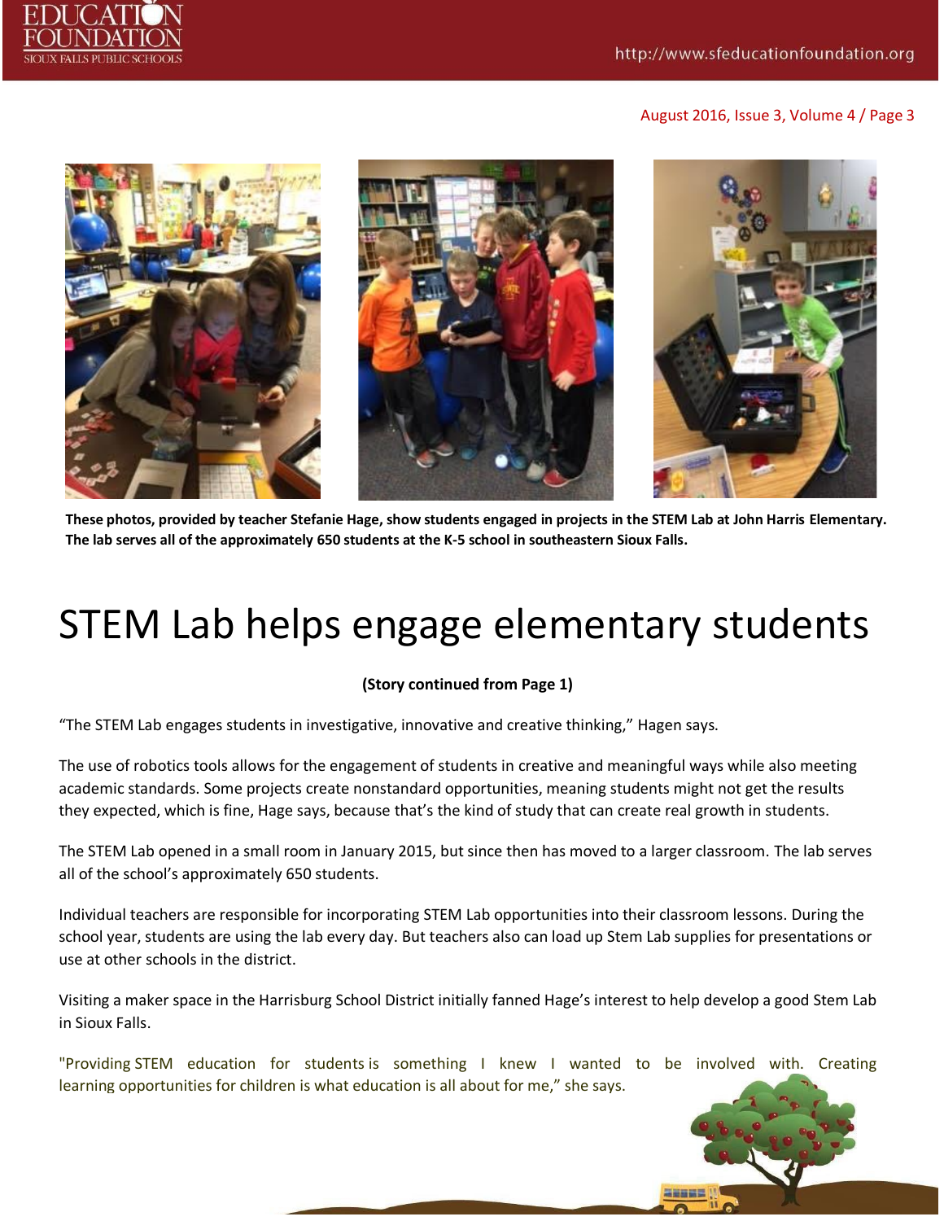These photos, provided by teacher Stefanie Hage, show students engaged in projects in the STEM Lab at John Harris Elementary. The lab serves all of the approximately 650 students at the K-5 school in southeastern Sioux Falls.

# STEM Lab helps engage elementary students

**(Story continued from Page 1)**

"The STEM Lab engages students in investigative, innovative and creative thinking," Hagen says.

The use of robotics tools allows for the engagement of students in creative and meaningful ways while also meeting academic standards. Some projects create nonstandard opportunities, meaning students might not get the results they expected, which is fine, Hage says, because that's the kind of study that can create real growth in students.

The STEM Lab opened in a small room in January 2015, but since then has moved to a larger classroom. The lab serves all of the school's approximately 650 students.

Individual teachers are responsible for incorporating STEM Lab opportunities into their classroom lessons. During the school year, students are using the lab every day. But teachers also can load up Stem Lab supplies for presentations or use at other schools in the district.

Visiting a maker space in the Harrisburg School District initially fanned Hage's interest to help develop a good Stem Lab in Sioux Falls.

"Providing STEM education for students is something I knew I wanted to be involved with. Creating learning opportunities for children is what education is all about for me," she says.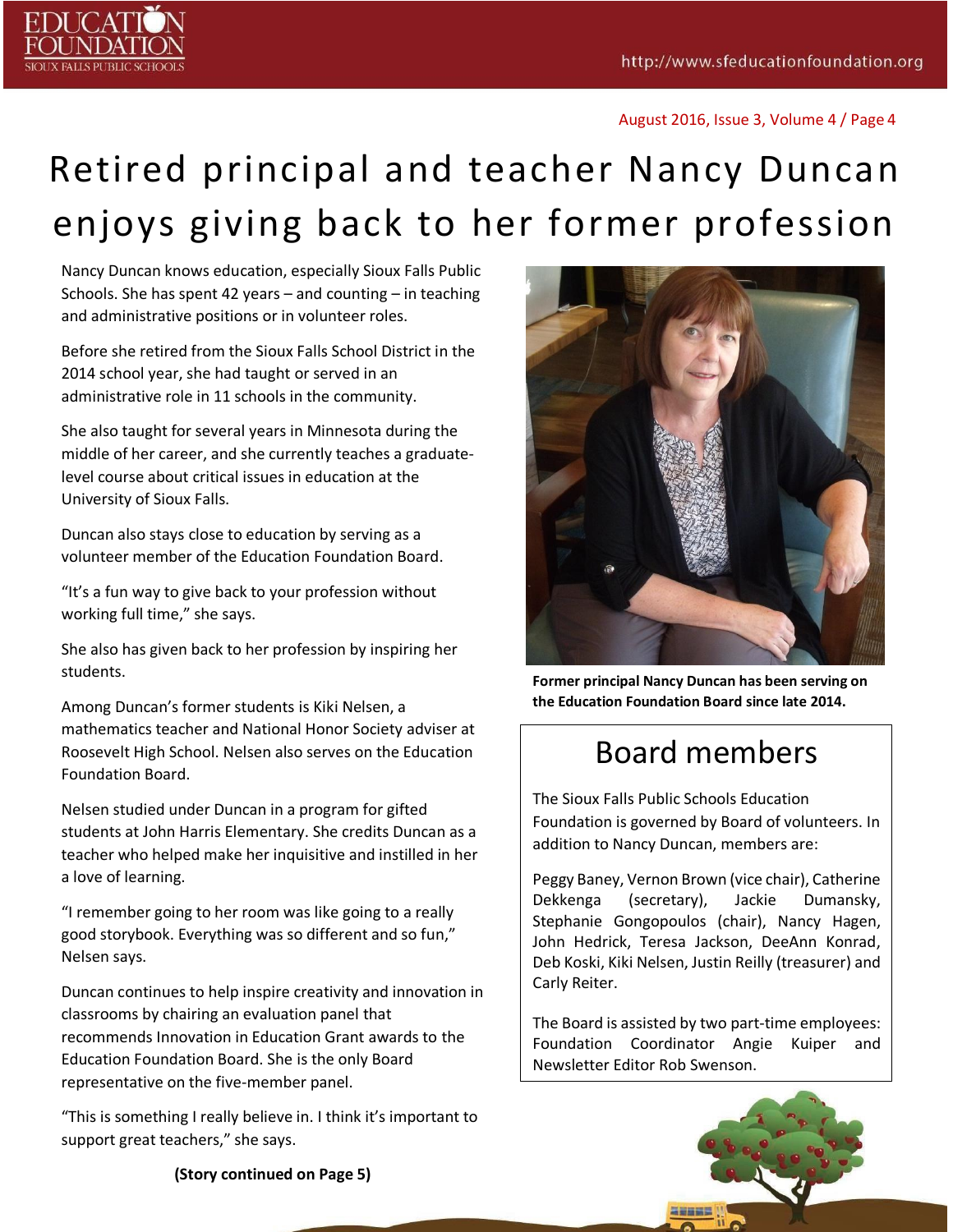# Retired principal and teacher Nancy Duncan enjoys giving back to her former profession

Nancy Duncan knows education, especially Sioux Falls Public Schools. She has spent 42 years – and counting – in teaching and administrative positions or in volunteer roles.

Before she retired from the Sioux Falls School District in the 2014 school year, she had taught or served in an administrative role in 11 schools in the community.

She also taught for several years in Minnesota during the middle of her career, and she currently teaches a graduate-level course about critical issues in education at the University of Sioux Falls.

Duncan also stays close to education by serving as a volunteer member of the Education Foundation Board.

"It's a fun way to give back to your profession without working full time," she says.

She also has given back to her profession by inspiring her students.

Among Duncan's former students is Kiki Nelsen, a mathematics teacher and National Honor Society adviser at Roosevelt High School. Nelsen also serves on the Education Foundation Board.

Nelsen studied under Duncan in a program for gifted students at John Harris Elementary. She credits Duncan as a teacher who helped make her inquisitive and instilled in her a love of learning.

"I remember going to her room was like going to a really good storybook. Everything was so different and so fun," Nelsen says.

Duncan continues to help inspire creativity and innovation in classrooms by chairing an evaluation panel that recommends Innovation in Education Grant awards to the Education Foundation Board. She is the only Board representative on the five-member panel.

"This is something I really believe in. I think it's important to support great teachers," she says.

**(Story continued on Page 5)**

**Former principal Nancy Duncan has been serving on the Education Foundation Board since late 2014.**

## Board members

The Sioux Falls Public Schools Education Foundation is governed by Board of volunteers. In addition to Nancy Duncan, members are:

Peggy Baney, Vernon Brown (vice chair), Catherine Dekkenga (secretary), Jackie Dumansky, Stephanie Gongopoulos (chair), Nancy Hagen, John Hedrick, Teresa Jackson, DeeAnn Konrad, Deb Koski, Kiki Nelsen, Justin Reilly (treasurer) and Carly Reiter.

The Board is assisted by two part-time employees: Foundation Coordinator Angie Kuiper and Newsletter Editor Rob Swenson.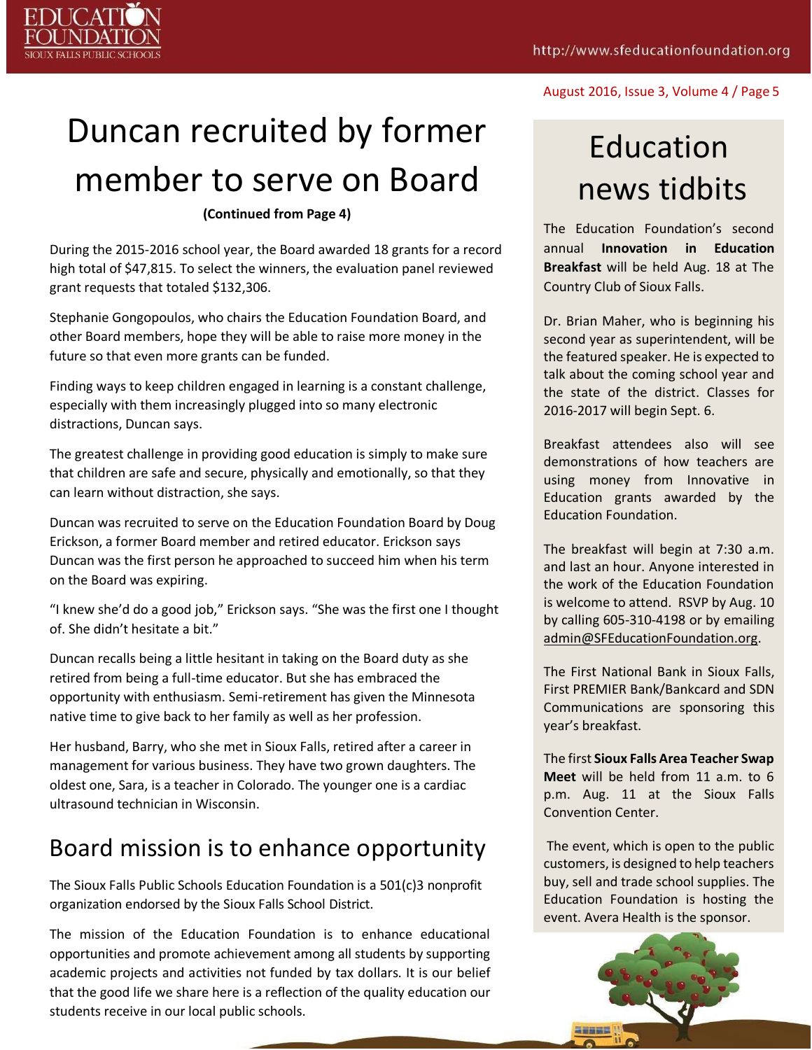# Duncan recruited by former member to serve on Board

**(Continued from Page 4)**

During the 2015-2016 school year, the Board awarded 18 grants for a record high total of $47,815. To select the winners, the evaluation panel reviewed grant requests that totaled $132,306.

Stephanie Gongopoulos, who chairs the Education Foundation Board, and other Board members, hope they will be able to raise more money in the future so that even more grants can be funded.

Finding ways to keep children engaged in learning is a constant challenge, especially with them increasingly plugged into so many electronic distractions, Duncan says.

The greatest challenge in providing good education is simply to make sure that children are safe and secure, physically and emotionally, so that they can learn without distraction, she says.

Duncan was recruited to serve on the Education Foundation Board by Doug Erickson, a former Board member and retired educator. Erickson says Duncan was the first person he approached to succeed him when his term on the Board was expiring.

"I knew she'd do a good job," Erickson says. "She was the first one I thought of. She didn't hesitate a bit."

Duncan recalls being a little hesitant in taking on the Board duty as she retired from being a full-time educator. But she has embraced the opportunity with enthusiasm. Semi-retirement has given the Minnesota native time to give back to her family as well as her profession.

Her husband, Barry, who she met in Sioux Falls, retired after a career in management for various business. They have two grown daughters. The oldest one, Sara, is a teacher in Colorado. The younger one is a cardiac ultrasound technician in Wisconsin.

## Board mission is to enhance opportunity

The Sioux Falls Public Schools Education Foundation is a 501(c)3 nonprofit organization endorsed by the Sioux Falls School District.

The mission of the Education Foundation is to enhance educational opportunities and promote achievement among all students by supporting academic projects and activities not funded by tax dollars. It is our belief that the good life we share here is a reflection of the quality education our students receive in our local public schools.

# Education news tidbits

The Education Foundation's second annual **Innovation in Education Breakfast** will be held Aug. 18 at The Country Club of Sioux Falls.

Dr. Brian Maher, who is beginning his second year as superintendent, will be the featured speaker. He is expected to talk about the coming school year and the state of the district. Classes for 2016-2017 will begin Sept. 6.

Breakfast attendees also will see demonstrations of how teachers are using money from Innovative in Education grants awarded by the Education Foundation.

The breakfast will begin at 7:30 a.m. and last an hour. Anyone interested in the work of the Education Foundation is welcome to attend. RSVP by Aug. 10 by calling 605-310-4198 or by emailing admin@SFEducationFoundation.org.

The First National Bank in Sioux Falls, First PREMIER Bank/Bankcard and SDN Communications are sponsoring this year's breakfast.

The first **Sioux Falls Area Teacher Swap Meet** will be held from 11 a.m. to 6 p.m. Aug. 11 at the Sioux Falls Convention Center.

The event, which is open to the public customers, is designed to help teachers buy, sell and trade school supplies. The Education Foundation is hosting the event. Avera Health is the sponsor.